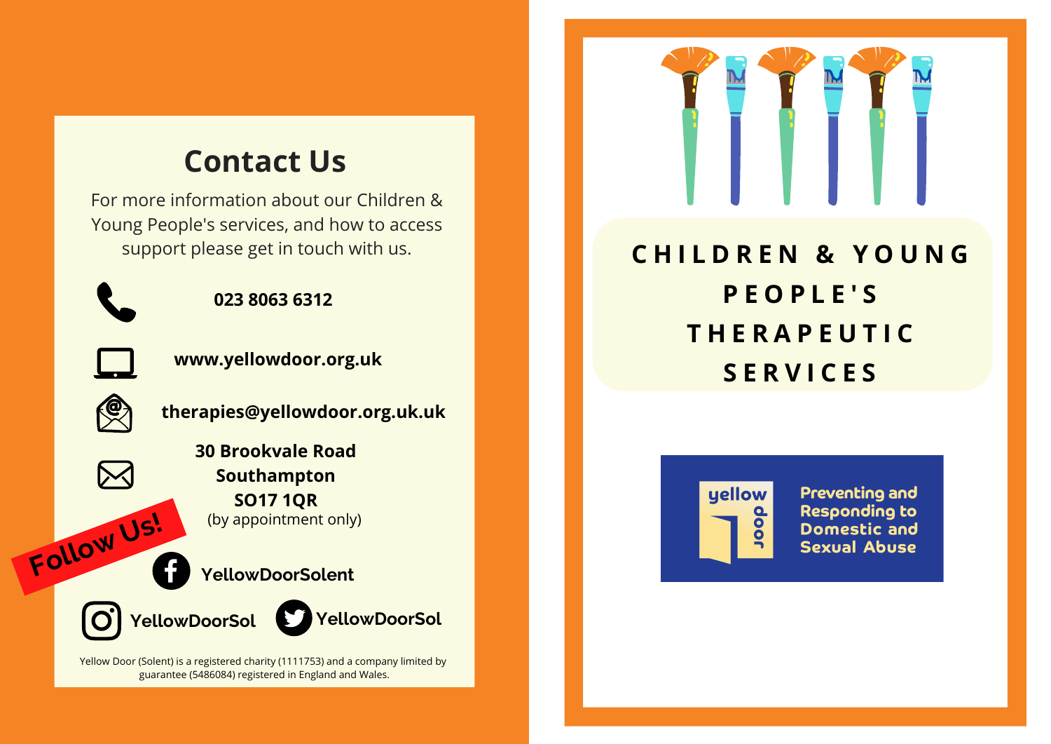## Contact Us

For more information about our Children & Young People's services, and how to access support please get in touch with us.

**023 8063 6312**

**www.yellowdoor.org.uk**

**therapies@yellowdoor.org.uk.uk**

**30 Brookvale Road**
**Southampton**
**SO17 1QR**
(by appointment only)

**Follow Us!**

**YellowDoorSolent**

**YellowDoorSol**

**YellowDoorSol**

Yellow Door (Solent) is a registered charity (1111753) and a company limited by guarantee (5486084) registered in England and Wales.

# CHILDREN & YOUNG PEOPLE'S THERAPEUTIC SERVICES

yellow door

Preventing and Responding to Domestic and Sexual Abuse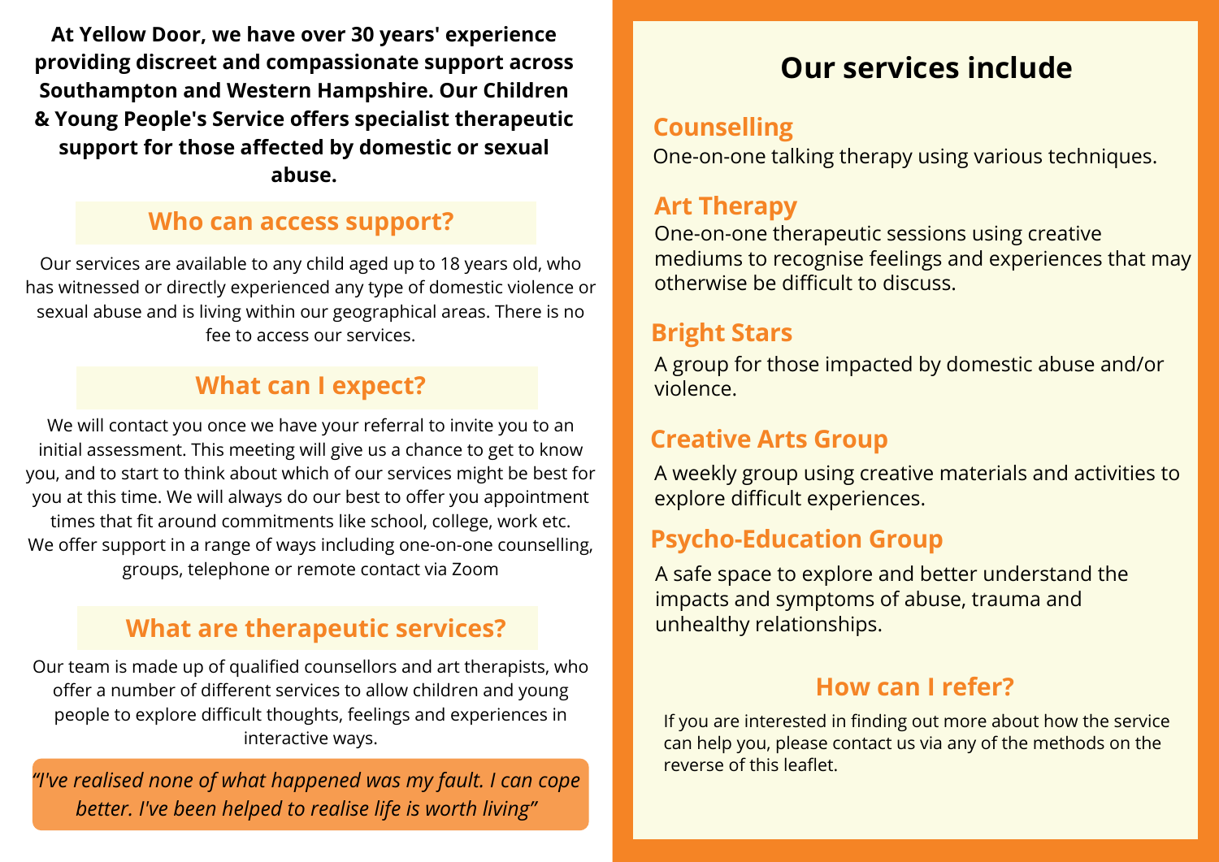**At Yellow Door, we have over 30 years' experience providing discreet and compassionate support across Southampton and Western Hampshire. Our Children & Young People's Service offers specialist therapeutic support for those affected by domestic or sexual abuse.**

## Who can access support?

Our services are available to any child aged up to 18 years old, who has witnessed or directly experienced any type of domestic violence or sexual abuse and is living within our geographical areas. There is no fee to access our services.

## What can I expect?

We will contact you once we have your referral to invite you to an initial assessment. This meeting will give us a chance to get to know you, and to start to think about which of our services might be best for you at this time. We will always do our best to offer you appointment times that fit around commitments like school, college, work etc.
We offer support in a range of ways including one-on-one counselling, groups, telephone or remote contact via Zoom

## What are therapeutic services?

Our team is made up of qualified counsellors and art therapists, who offer a number of different services to allow children and young people to explore difficult thoughts, feelings and experiences in interactive ways.

*"I've realised none of what happened was my fault. I can cope better. I've been helped to realise life is worth living"*

# Our services include

### Counselling

One-on-one talking therapy using various techniques.

### Art Therapy

One-on-one therapeutic sessions using creative mediums to recognise feelings and experiences that may otherwise be difficult to discuss.

### Bright Stars

A group for those impacted by domestic abuse and/or violence.

### Creative Arts Group

A weekly group using creative materials and activities to explore difficult experiences.

### Psycho-Education Group

A safe space to explore and better understand the impacts and symptoms of abuse, trauma and unhealthy relationships.

## How can I refer?

If you are interested in finding out more about how the service can help you, please contact us via any of the methods on the reverse of this leaflet.